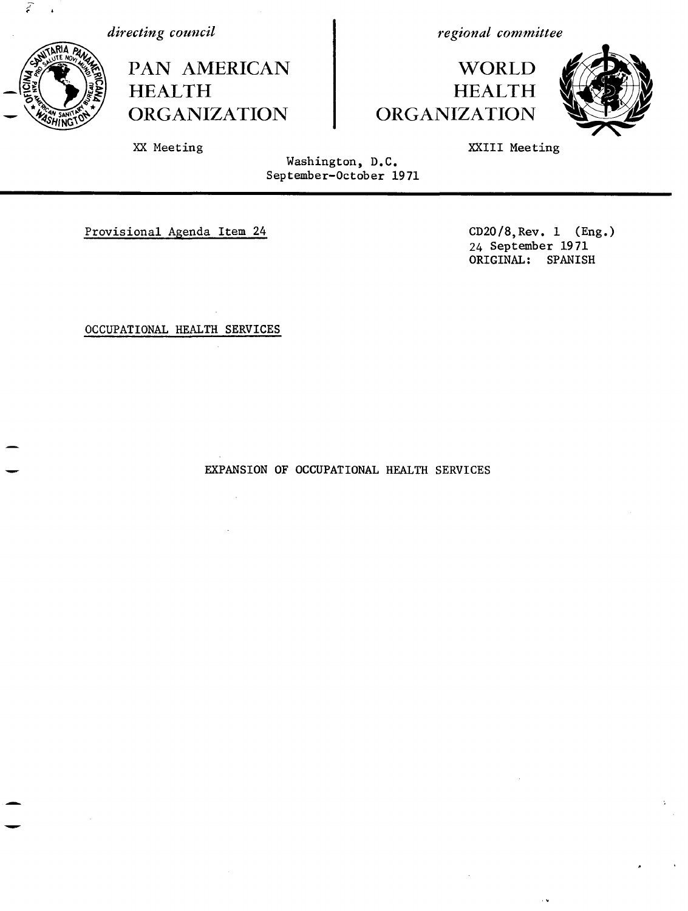*directing council*

PAN AMERICAN HEALTH ORGANIZATION

XX Meeting

*regional committee*

WORLD HEALTH ORGANIZATION

XXIII Meeting

Washington, D.C.
September-October 1971

Provisional Agenda Item 24

CD20/8,Rev. 1 (Eng.)
24 September 1971
ORIGINAL: SPANISH

OCCUPATIONAL HEALTH SERVICES

# EXPANSION OF OCCUPATIONAL HEALTH SERVICES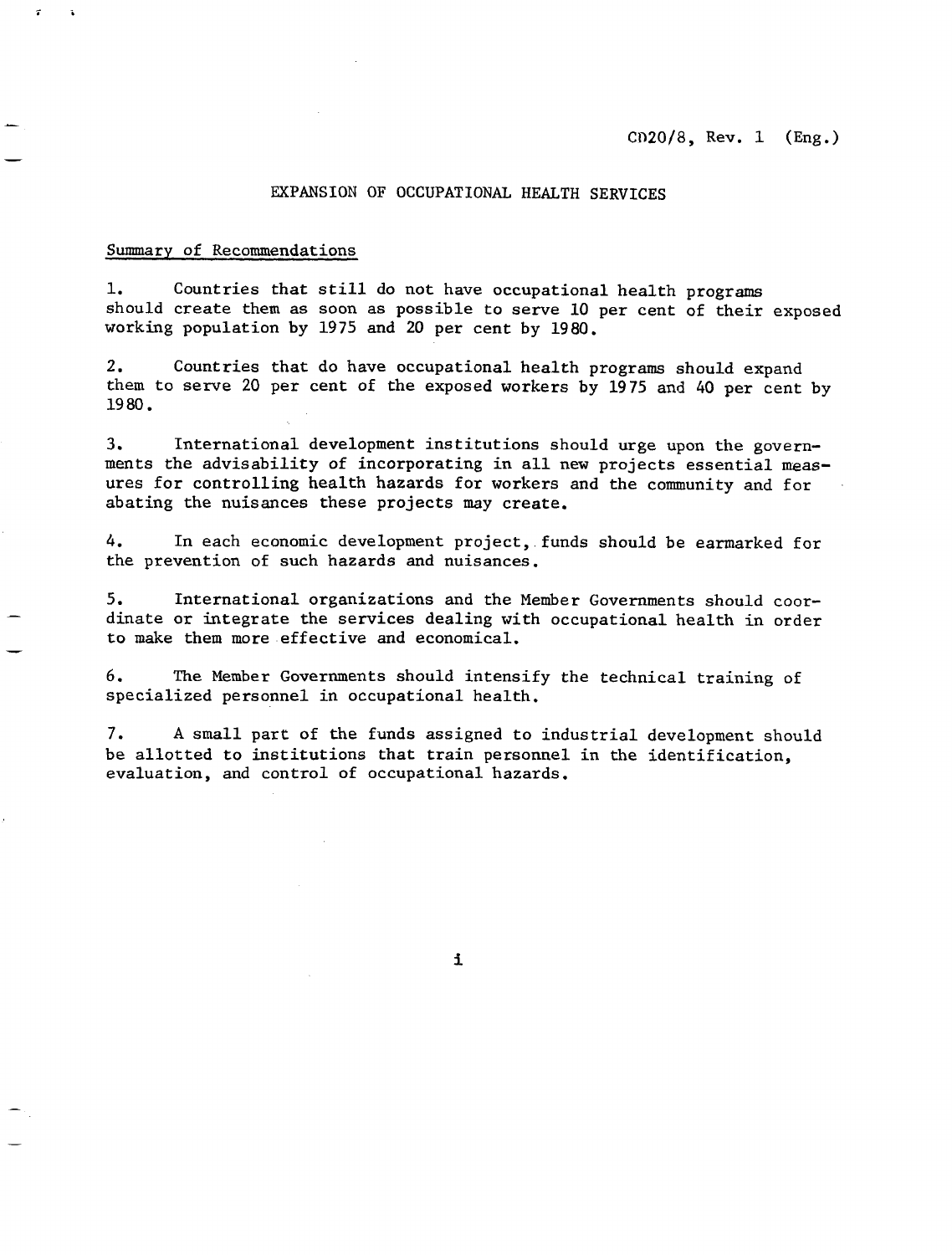CD20/8, Rev. 1 (Eng.)

# EXPANSION OF OCCUPATIONAL HEALTH SERVICES

## Summary of Recommendations

1. Countries that still do not have occupational health programs should create them as soon as possible to serve 10 per cent of their exposed working population by 1975 and 20 per cent by 1980.

2. Countries that do have occupational health programs should expand them to serve 20 per cent of the exposed workers by 1975 and 40 per cent by 1980.

3. International development institutions should urge upon the governments the advisability of incorporating in all new projects essential measures for controlling health hazards for workers and the community and for abating the nuisances these projects may create.

4. In each economic development project, funds should be earmarked for the prevention of such hazards and nuisances.

5. International organizations and the Member Governments should coordinate or integrate the services dealing with occupational health in order to make them more effective and economical.

6. The Member Governments should intensify the technical training of specialized personnel in occupational health.

7. A small part of the funds assigned to industrial development should be allotted to institutions that train personnel in the identification, evaluation, and control of occupational hazards.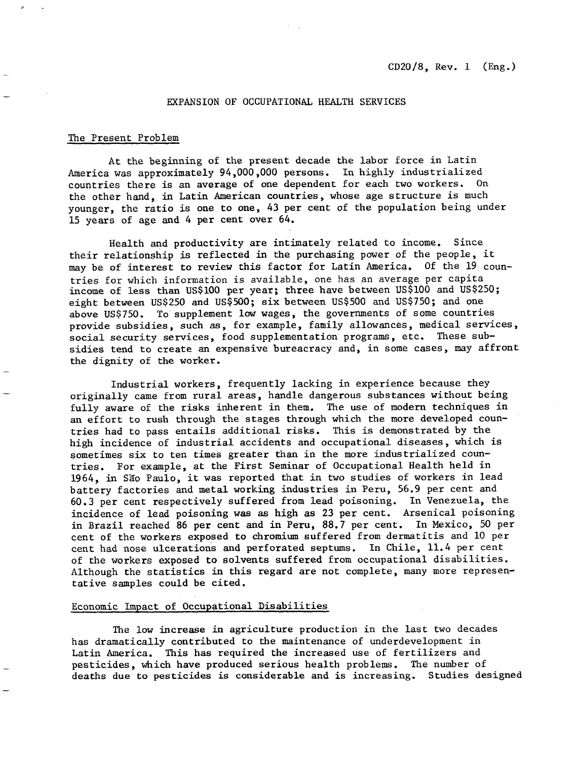CD20/8, Rev. 1 (Eng.)

# EXPANSION OF OCCUPATIONAL HEALTH SERVICES

## The Present Problem

At the beginning of the present decade the labor force in Latin America was approximately 94,000,000 persons. In highly industrialized countries there is an average of one dependent for each two workers. On the other hand, in Latin American countries, whose age structure is much younger, the ratio is one to one, 43 per cent of the population being under 15 years of age and 4 per cent over 64.

Health and productivity are intimately related to income. Since their relationship is reflected in the purchasing power of the people, it may be of interest to review this factor for Latin America. Of the 19 countries for which information is available, one has an average per capita income of less than US$100 per year; three have between US$100 and US$250; eight between US$250 and US$500; six between US$500 and US$750; and one above US$750. To supplement low wages, the governments of some countries provide subsidies, such as, for example, family allowances, medical services, social security services, food supplementation programs, etc. These subsidies tend to create an expensive bureacracy and, in some cases, may affront the dignity of the worker.

Industrial workers, frequently lacking in experience because they originally came from rural areas, handle dangerous substances without being fully aware of the risks inherent in them. The use of modern techniques in an effort to rush through the stages through which the more developed countries had to pass entails additional risks. This is demonstrated by the high incidence of industrial accidents and occupational diseases, which is sometimes six to ten times greater than in the more industrialized countries. For example, at the First Seminar of Occupational Health held in 1964, in São Paulo, it was reported that in two studies of workers in lead battery factories and metal working industries in Peru, 56.9 per cent and 60.3 per cent respectively suffered from lead poisoning. In Venezuela, the incidence of lead poisoning was as high as 23 per cent. Arsenical poisoning in Brazil reached 86 per cent and in Peru, 88.7 per cent. In Mexico, 50 per cent of the workers exposed to chromium suffered from dermatitis and 10 per cent had nose ulcerations and perforated septums. In Chile, 11.4 per cent of the workers exposed to solvents suffered from occupational disabilities. Although the statistics in this regard are not complete, many more representative samples could be cited.

## Economic Impact of Occupational Disabilities

The low increase in agriculture production in the last two decades has dramatically contributed to the maintenance of underdevelopment in Latin America. This has required the increased use of fertilizers and pesticides, which have produced serious health problems. The number of deaths due to pesticides is considerable and is increasing. Studies designed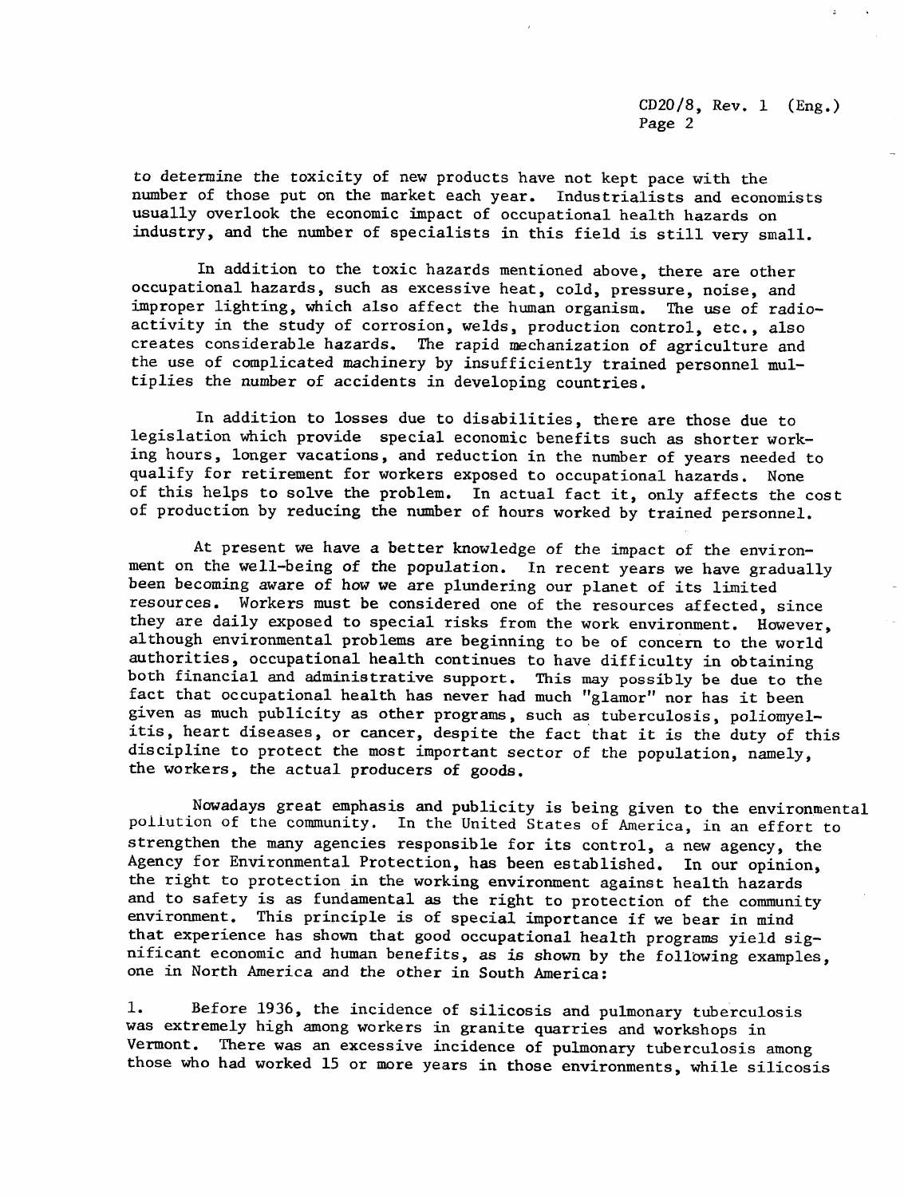to determine the toxicity of new products have not kept pace with the number of those put on the market each year. Industrialists and economists usually overlook the economic impact of occupational health hazards on industry, and the number of specialists in this field is still very small.

In addition to the toxic hazards mentioned above, there are other occupational hazards, such as excessive heat, cold, pressure, noise, and improper lighting, which also affect the human organism. The use of radioactivity in the study of corrosion, welds, production control, etc., also creates considerable hazards. The rapid mechanization of agriculture and the use of complicated machinery by insufficiently trained personnel multiplies the number of accidents in developing countries.

In addition to losses due to disabilities, there are those due to legislation which provide special economic benefits such as shorter working hours, longer vacations, and reduction in the number of years needed to qualify for retirement for workers exposed to occupational hazards. None of this helps to solve the problem. In actual fact it, only affects the cost of production by reducing the number of hours worked by trained personnel.

At present we have a better knowledge of the impact of the environment on the well-being of the population. In recent years we have gradually been becoming aware of how we are plundering our planet of its limited resources. Workers must be considered one of the resources affected, since they are daily exposed to special risks from the work environment. However, although environmental problems are beginning to be of concern to the world authorities, occupational health continues to have difficulty in obtaining both financial and administrative support. This may possibly be due to the fact that occupational health has never had much "glamor" nor has it been given as much publicity as other programs, such as tuberculosis, poliomyelitis, heart diseases, or cancer, despite the fact that it is the duty of this discipline to protect the most important sector of the population, namely, the workers, the actual producers of goods.

Nowadays great emphasis and publicity is being given to the environmental pollution of the community. In the United States of America, in an effort to strengthen the many agencies responsible for its control, a new agency, the Agency for Environmental Protection, has been established. In our opinion, the right to protection in the working environment against health hazards and to safety is as fundamental as the right to protection of the community environment. This principle is of special importance if we bear in mind that experience has shown that good occupational health programs yield significant economic and human benefits, as is shown by the following examples, one in North America and the other in South America:

1. Before 1936, the incidence of silicosis and pulmonary tuberculosis was extremely high among workers in granite quarries and workshops in Vermont. There was an excessive incidence of pulmonary tuberculosis among those who had worked 15 or more years in those environments, while silicosis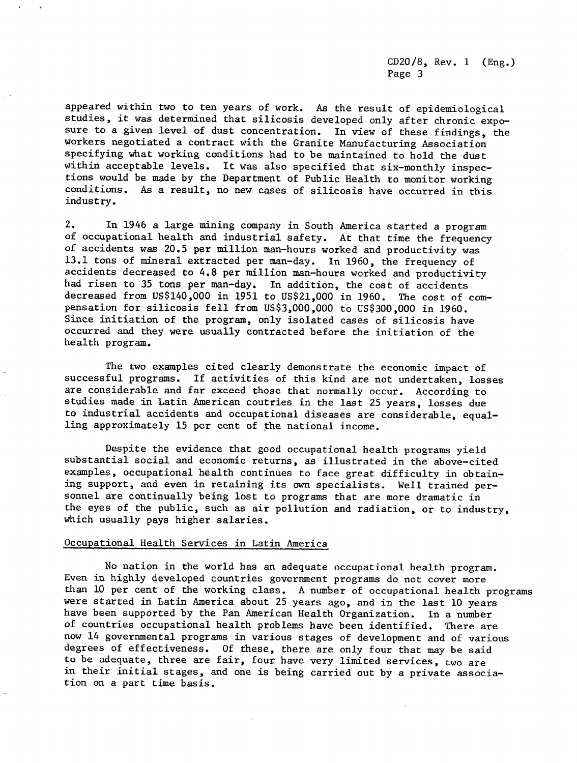appeared within two to ten years of work. As the result of epidemiological studies, it was determined that silicosis developed only after chronic exposure to a given level of dust concentration. In view of these findings, the workers negotiated a contract with the Granite Manufacturing Association specifying what working conditions had to be maintained to hold the dust within acceptable levels. It was also specified that six-monthly inspections would be made by the Department of Public Health to monitor working conditions. As a result, no new cases of silicosis have occurred in this industry.

2. In 1946 a large mining company in South America started a program of occupational health and industrial safety. At that time the frequency of accidents was 20.5 per million man-hours worked and productivity was 13.1 tons of mineral extracted per man-day. In 1960, the frequency of accidents decreased to 4.8 per million man-hours worked and productivity had risen to 35 tons per man-day. In addition, the cost of accidents decreased from US$140,000 in 1951 to US$21,000 in 1960. The cost of compensation for silicosis fell from US$3,000,000 to US$300,000 in 1960. Since initiation of the program, only isolated cases of silicosis have occurred and they were usually contracted before the initiation of the health program.

The two examples cited clearly demonstrate the economic impact of successful programs. If activities of this kind are not undertaken, losses are considerable and far exceed those that normally occur. According to studies made in Latin American coutries in the last 25 years, losses due to industrial accidents and occupational diseases are considerable, equalling approximately 15 per cent of the national income.

Despite the evidence that good occupational health programs yield substantial social and economic returns, as illustrated in the above-cited examples, occupational health continues to face great difficulty in obtaining support, and even in retaining its own specialists. Well trained personnel are continually being lost to programs that are more dramatic in the eyes of the public, such as air pollution and radiation, or to industry, which usually pays higher salaries.

## Occupational Health Services in Latin America

No nation in the world has an adequate occupational health program. Even in highly developed countries government programs do not cover more than 10 per cent of the working class. A number of occupational health programs were started in Latin America about 25 years ago, and in the last 10 years have been supported by the Pan American Health Organization. In a number of countries occupational health problems have been identified. There are now 14 governmental programs in various stages of development and of various degrees of effectiveness. Of these, there are only four that may be said to be adequate, three are fair, four have very limited services, two are in their initial stages, and one is being carried out by a private association on a part time basis.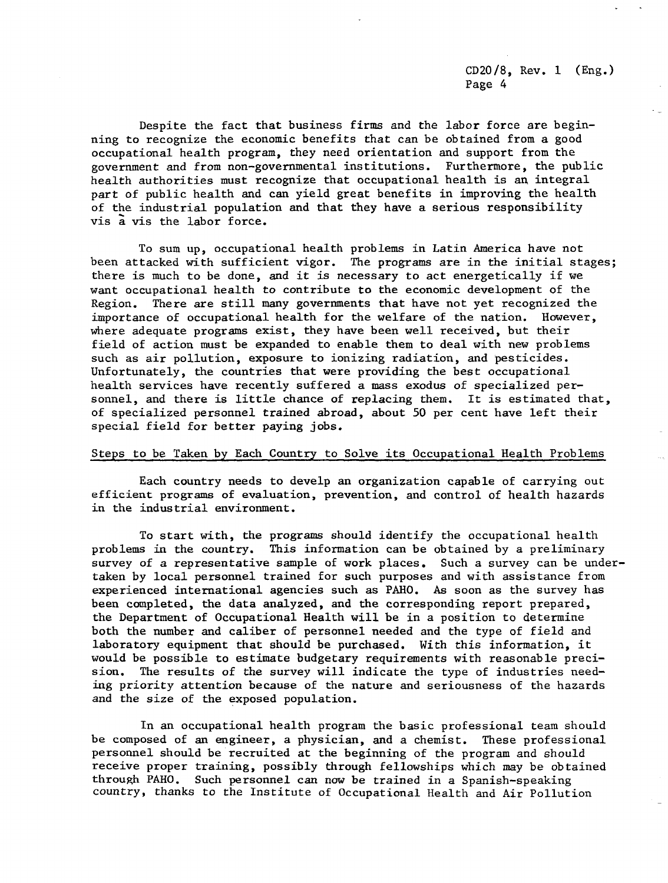Despite the fact that business firms and the labor force are beginning to recognize the economic benefits that can be obtained from a good occupational health program, they need orientation and support from the government and from non-governmental institutions. Furthermore, the public health authorities must recognize that occupational health is an integral part of public health and can yield great benefits in improving the health of the industrial population and that they have a serious responsibility vis à vis the labor force.

To sum up, occupational health problems in Latin America have not been attacked with sufficient vigor. The programs are in the initial stages; there is much to be done, and it is necessary to act energetically if we want occupational health to contribute to the economic development of the Region. There are still many governments that have not yet recognized the importance of occupational health for the welfare of the nation. However, where adequate programs exist, they have been well received, but their field of action must be expanded to enable them to deal with new problems such as air pollution, exposure to ionizing radiation, and pesticides. Unfortunately, the countries that were providing the best occupational health services have recently suffered a mass exodus of specialized personnel, and there is little chance of replacing them. It is estimated that, of specialized personnel trained abroad, about 50 per cent have left their special field for better paying jobs.

## Steps to be Taken by Each Country to Solve its Occupational Health Problems

Each country needs to develp an organization capable of carrying out efficient programs of evaluation, prevention, and control of health hazards in the industrial environment.

To start with, the programs should identify the occupational health problems in the country. This information can be obtained by a preliminary survey of a representative sample of work places. Such a survey can be undertaken by local personnel trained for such purposes and with assistance from experienced international agencies such as PAHO. As soon as the survey has been completed, the data analyzed, and the corresponding report prepared, the Department of Occupational Health will be in a position to determine both the number and caliber of personnel needed and the type of field and laboratory equipment that should be purchased. With this information, it would be possible to estimate budgetary requirements with reasonable precision. The results of the survey will indicate the type of industries needing priority attention because of the nature and seriousness of the hazards and the size of the exposed population.

In an occupational health program the basic professional team should be composed of an engineer, a physician, and a chemist. These professional personnel should be recruited at the beginning of the program and should receive proper training, possibly through fellowships which may be obtained through PAHO. Such personnel can now be trained in a Spanish-speaking country, thanks to the Institute of Occupational Health and Air Pollution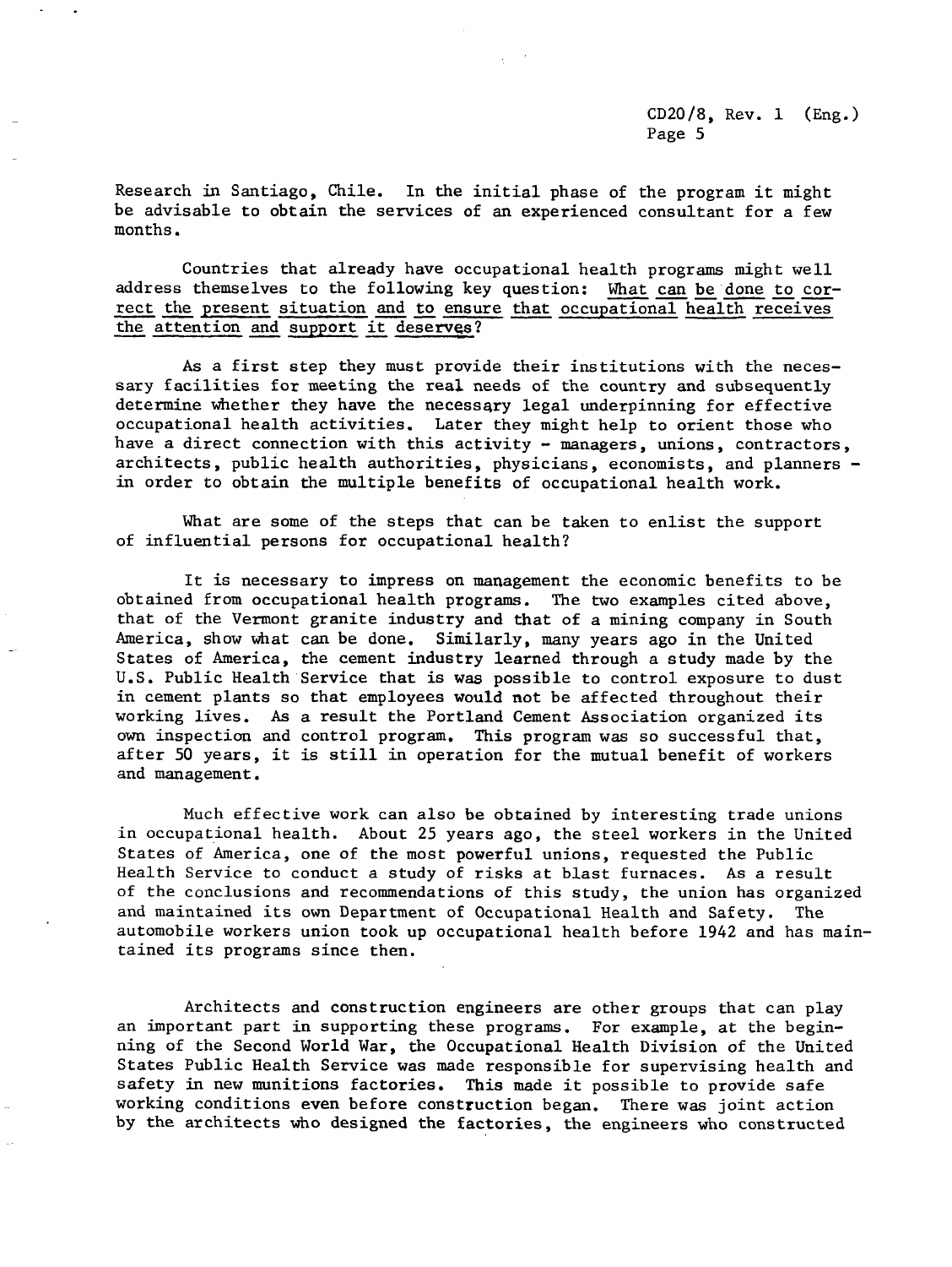Research in Santiago, Chile. In the initial phase of the program it might be advisable to obtain the services of an experienced consultant for a few months.

Countries that already have occupational health programs might well address themselves to the following key question: <u>What can be done to correct the present situation and to ensure that occupational health receives the attention and support it deserves</u>?

As a first step they must provide their institutions with the necessary facilities for meeting the real needs of the country and subsequently determine whether they have the necessary legal underpinning for effective occupational health activities. Later they might help to orient those who have a direct connection with this activity - managers, unions, contractors, architects, public health authorities, physicians, economists, and planners - in order to obtain the multiple benefits of occupational health work.

What are some of the steps that can be taken to enlist the support of influential persons for occupational health?

It is necessary to impress on management the economic benefits to be obtained from occupational health programs. The two examples cited above, that of the Vermont granite industry and that of a mining company in South America, show what can be done. Similarly, many years ago in the United States of America, the cement industry learned through a study made by the U.S. Public Health Service that is was possible to control exposure to dust in cement plants so that employees would not be affected throughout their working lives. As a result the Portland Cement Association organized its own inspection and control program. This program was so successful that, after 50 years, it is still in operation for the mutual benefit of workers and management.

Much effective work can also be obtained by interesting trade unions in occupational health. About 25 years ago, the steel workers in the United States of America, one of the most powerful unions, requested the Public Health Service to conduct a study of risks at blast furnaces. As a result of the conclusions and recommendations of this study, the union has organized and maintained its own Department of Occupational Health and Safety. The automobile workers union took up occupational health before 1942 and has maintained its programs since then.

Architects and construction engineers are other groups that can play an important part in supporting these programs. For example, at the beginning of the Second World War, the Occupational Health Division of the United States Public Health Service was made responsible for supervising health and safety in new munitions factories. This made it possible to provide safe working conditions even before construction began. There was joint action by the architects who designed the factories, the engineers who constructed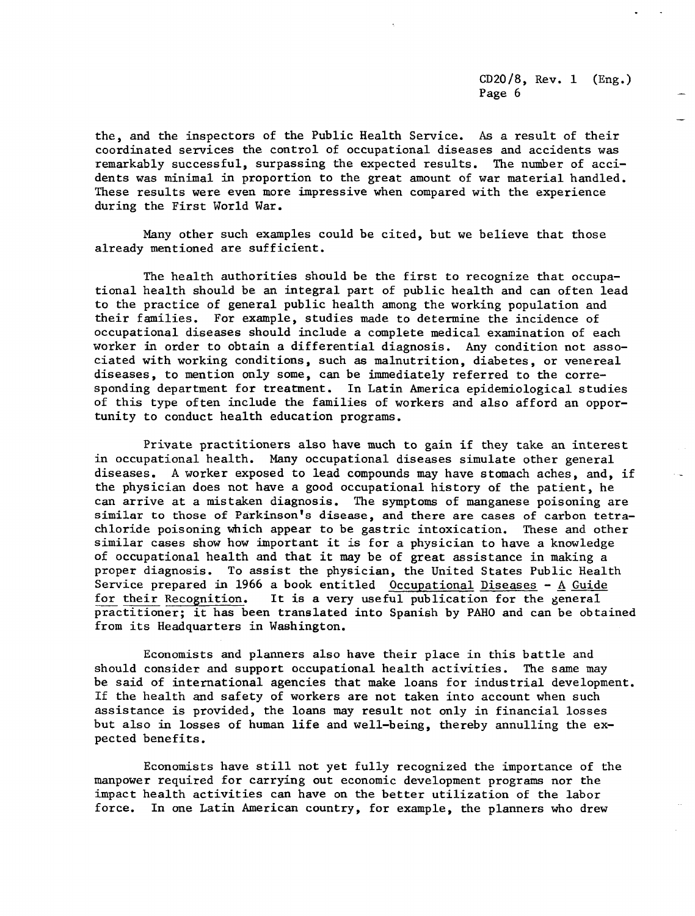the, and the inspectors of the Public Health Service. As a result of their coordinated services the control of occupational diseases and accidents was remarkably successful, surpassing the expected results. The number of accidents was minimal in proportion to the great amount of war material handled. These results were even more impressive when compared with the experience during the First World War.

Many other such examples could be cited, but we believe that those already mentioned are sufficient.

The health authorities should be the first to recognize that occupational health should be an integral part of public health and can often lead to the practice of general public health among the working population and their families. For example, studies made to determine the incidence of occupational diseases should include a complete medical examination of each worker in order to obtain a differential diagnosis. Any condition not associated with working conditions, such as malnutrition, diabetes, or venereal diseases, to mention only some, can be immediately referred to the corresponding department for treatment. In Latin America epidemiological studies of this type often include the families of workers and also afford an opportunity to conduct health education programs.

Private practitioners also have much to gain if they take an interest in occupational health. Many occupational diseases simulate other general diseases. A worker exposed to lead compounds may have stomach aches, and, if the physician does not have a good occupational history of the patient, he can arrive at a mistaken diagnosis. The symptoms of manganese poisoning are similar to those of Parkinson's disease, and there are cases of carbon tetrachloride poisoning which appear to be gastric intoxication. These and other similar cases show how important it is for a physician to have a knowledge of occupational health and that it may be of great assistance in making a proper diagnosis. To assist the physician, the United States Public Health Service prepared in 1966 a book entitled Occupational Diseases - A Guide for their Recognition. It is a very useful publication for the general practitioner; it has been translated into Spanish by PAHO and can be obtained from its Headquarters in Washington.

Economists and planners also have their place in this battle and should consider and support occupational health activities. The same may be said of international agencies that make loans for industrial development. If the health and safety of workers are not taken into account when such assistance is provided, the loans may result not only in financial losses but also in losses of human life and well-being, thereby annulling the expected benefits.

Economists have still not yet fully recognized the importance of the manpower required for carrying out economic development programs nor the impact health activities can have on the better utilization of the labor force. In one Latin American country, for example, the planners who drew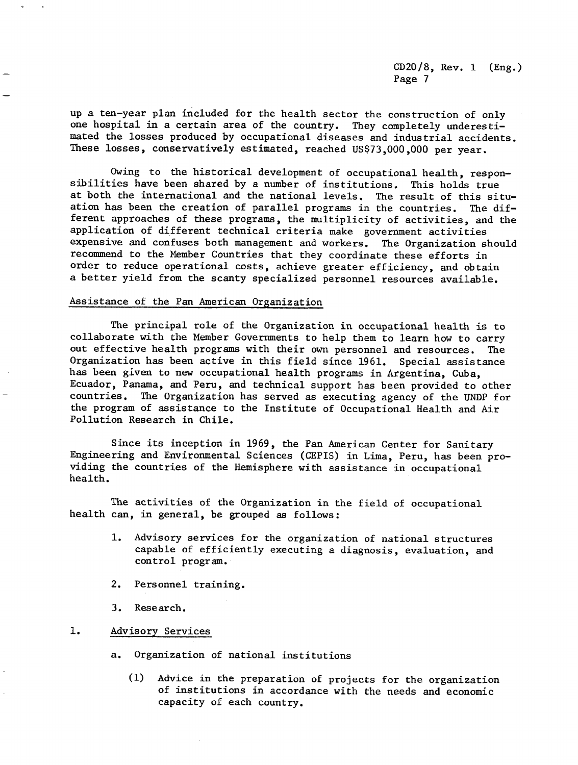up a ten-year plan included for the health sector the construction of only one hospital in a certain area of the country. They completely underestimated the losses produced by occupational diseases and industrial accidents. These losses, conservatively estimated, reached US$73,000,000 per year.

Owing to the historical development of occupational health, responsibilities have been shared by a number of institutions. This holds true at both the international and the national levels. The result of this situation has been the creation of parallel programs in the countries. The different approaches of these programs, the multiplicity of activities, and the application of different technical criteria make government activities expensive and confuses both management and workers. The Organization should recommend to the Member Countries that they coordinate these efforts in order to reduce operational costs, achieve greater efficiency, and obtain a better yield from the scanty specialized personnel resources available.

## Assistance of the Pan American Organization

The principal role of the Organization in occupational health is to collaborate with the Member Governments to help them to learn how to carry out effective health programs with their own personnel and resources. The Organization has been active in this field since 1961. Special assistance has been given to new occupational health programs in Argentina, Cuba, Ecuador, Panama, and Peru, and technical support has been provided to other countries. The Organization has served as executing agency of the UNDP for the program of assistance to the Institute of Occupational Health and Air Pollution Research in Chile.

Since its inception in 1969, the Pan American Center for Sanitary Engineering and Environmental Sciences (CEPIS) in Lima, Peru, has been providing the countries of the Hemisphere with assistance in occupational health.

The activities of the Organization in the field of occupational health can, in general, be grouped as follows:

1. Advisory services for the organization of national structures capable of efficiently executing a diagnosis, evaluation, and control program.
2. Personnel training.
3. Research.

### 1. Advisory Services

a. Organization of national institutions

(1) Advice in the preparation of projects for the organization of institutions in accordance with the needs and economic capacity of each country.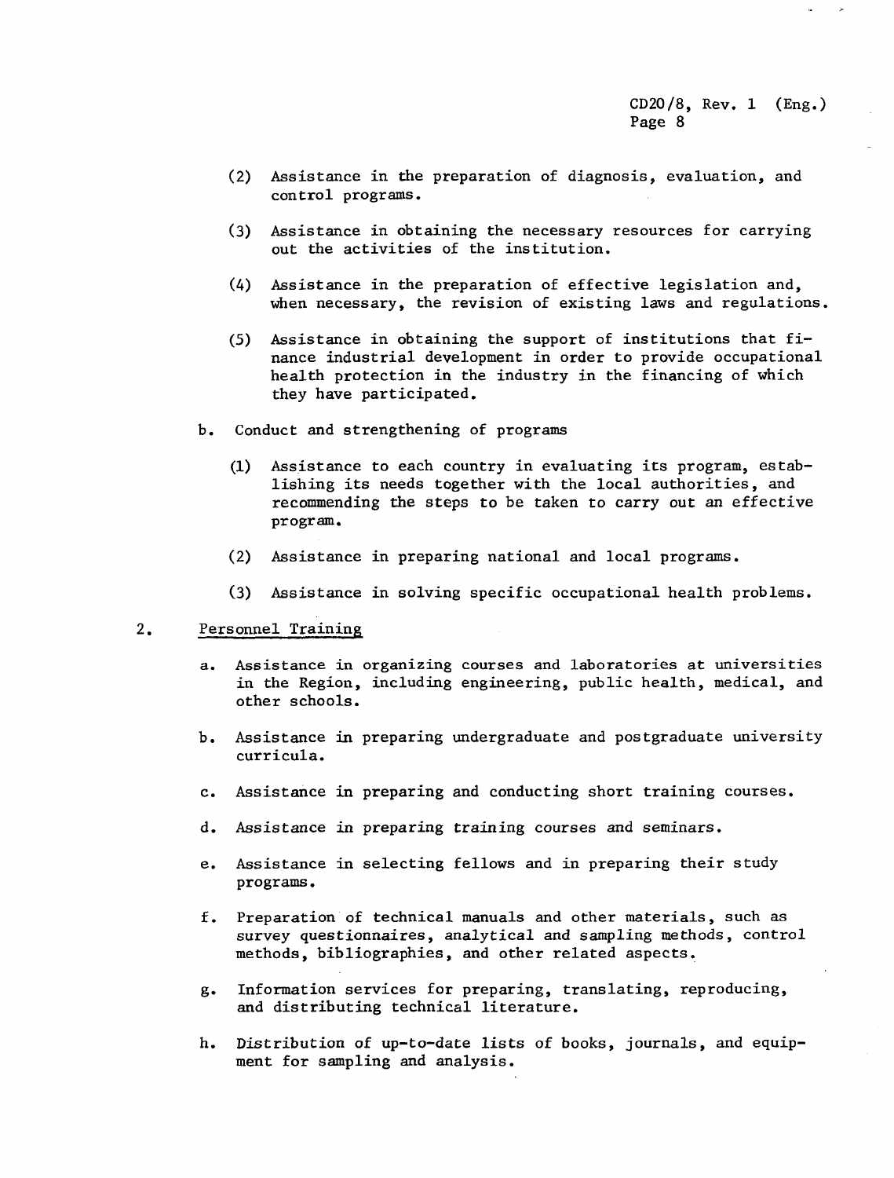(2) Assistance in the preparation of diagnosis, evaluation, and control programs.

(3) Assistance in obtaining the necessary resources for carrying out the activities of the institution.

(4) Assistance in the preparation of effective legislation and, when necessary, the revision of existing laws and regulations.

(5) Assistance in obtaining the support of institutions that finance industrial development in order to provide occupational health protection in the industry in the financing of which they have participated.

b. Conduct and strengthening of programs

(1) Assistance to each country in evaluating its program, establishing its needs together with the local authorities, and recommending the steps to be taken to carry out an effective program.

(2) Assistance in preparing national and local programs.

(3) Assistance in solving specific occupational health problems.

2. Personnel Training

a. Assistance in organizing courses and laboratories at universities in the Region, including engineering, public health, medical, and other schools.

b. Assistance in preparing undergraduate and postgraduate university curricula.

c. Assistance in preparing and conducting short training courses.

d. Assistance in preparing training courses and seminars.

e. Assistance in selecting fellows and in preparing their study programs.

f. Preparation of technical manuals and other materials, such as survey questionnaires, analytical and sampling methods, control methods, bibliographies, and other related aspects.

g. Information services for preparing, translating, reproducing, and distributing technical literature.

h. Distribution of up-to-date lists of books, journals, and equipment for sampling and analysis.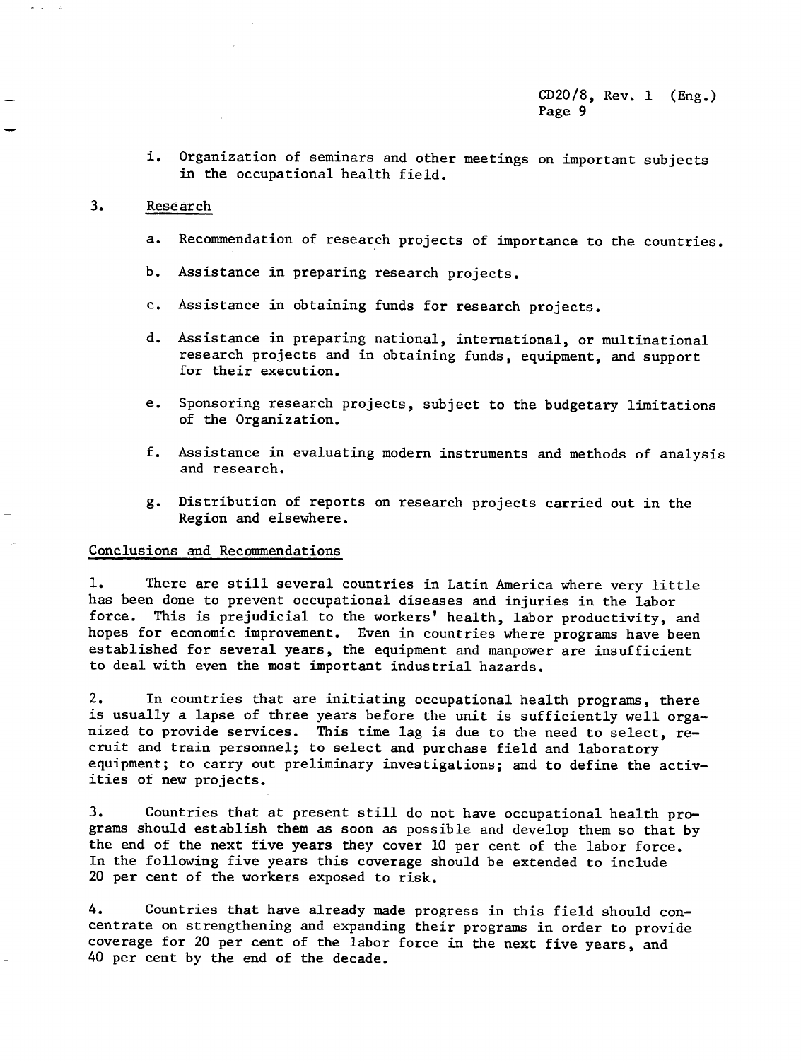i. Organization of seminars and other meetings on important subjects in the occupational health field.

3. Research

a. Recommendation of research projects of importance to the countries.

b. Assistance in preparing research projects.

c. Assistance in obtaining funds for research projects.

d. Assistance in preparing national, international, or multinational research projects and in obtaining funds, equipment, and support for their execution.

e. Sponsoring research projects, subject to the budgetary limitations of the Organization.

f. Assistance in evaluating modern instruments and methods of analysis and research.

g. Distribution of reports on research projects carried out in the Region and elsewhere.

## Conclusions and Recommendations

1. There are still several countries in Latin America where very little has been done to prevent occupational diseases and injuries in the labor force. This is prejudicial to the workers' health, labor productivity, and hopes for economic improvement. Even in countries where programs have been established for several years, the equipment and manpower are insufficient to deal with even the most important industrial hazards.

2. In countries that are initiating occupational health programs, there is usually a lapse of three years before the unit is sufficiently well organized to provide services. This time lag is due to the need to select, recruit and train personnel; to select and purchase field and laboratory equipment; to carry out preliminary investigations; and to define the activities of new projects.

3. Countries that at present still do not have occupational health programs should establish them as soon as possible and develop them so that by the end of the next five years they cover 10 per cent of the labor force. In the following five years this coverage should be extended to include 20 per cent of the workers exposed to risk.

4. Countries that have already made progress in this field should concentrate on strengthening and expanding their programs in order to provide coverage for 20 per cent of the labor force in the next five years, and 40 per cent by the end of the decade.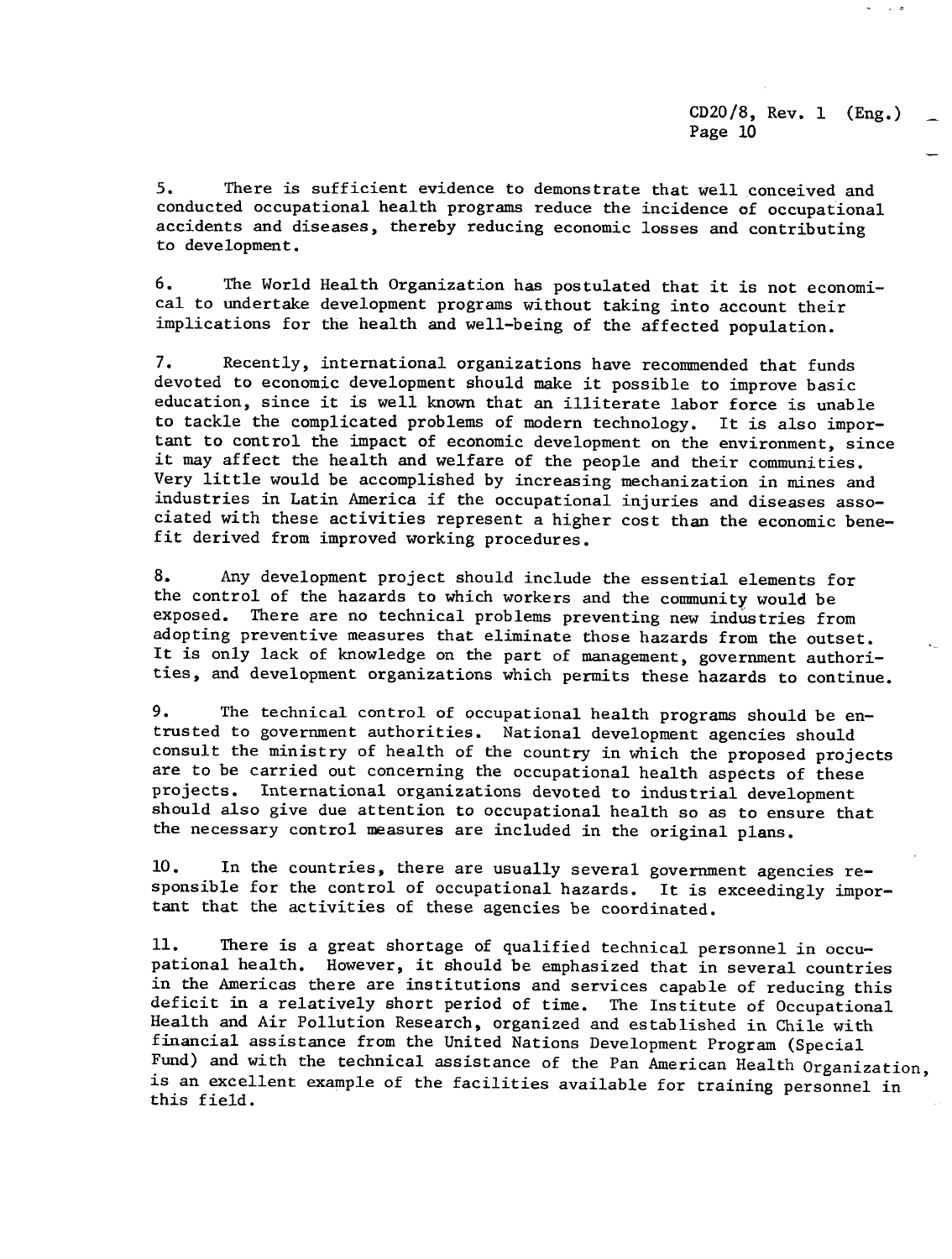5. There is sufficient evidence to demonstrate that well conceived and conducted occupational health programs reduce the incidence of occupational accidents and diseases, thereby reducing economic losses and contributing to development.

6. The World Health Organization has postulated that it is not economical to undertake development programs without taking into account their implications for the health and well-being of the affected population.

7. Recently, international organizations have recommended that funds devoted to economic development should make it possible to improve basic education, since it is well known that an illiterate labor force is unable to tackle the complicated problems of modern technology. It is also important to control the impact of economic development on the environment, since it may affect the health and welfare of the people and their communities. Very little would be accomplished by increasing mechanization in mines and industries in Latin America if the occupational injuries and diseases associated with these activities represent a higher cost than the economic benefit derived from improved working procedures.

8. Any development project should include the essential elements for the control of the hazards to which workers and the community would be exposed. There are no technical problems preventing new industries from adopting preventive measures that eliminate those hazards from the outset. It is only lack of knowledge on the part of management, government authorities, and development organizations which permits these hazards to continue.

9. The technical control of occupational health programs should be entrusted to government authorities. National development agencies should consult the ministry of health of the country in which the proposed projects are to be carried out concerning the occupational health aspects of these projects. International organizations devoted to industrial development should also give due attention to occupational health so as to ensure that the necessary control measures are included in the original plans.

10. In the countries, there are usually several government agencies responsible for the control of occupational hazards. It is exceedingly important that the activities of these agencies be coordinated.

11. There is a great shortage of qualified technical personnel in occupational health. However, it should be emphasized that in several countries in the Americas there are institutions and services capable of reducing this deficit in a relatively short period of time. The Institute of Occupational Health and Air Pollution Research, organized and established in Chile with financial assistance from the United Nations Development Program (Special Fund) and with the technical assistance of the Pan American Health Organization, is an excellent example of the facilities available for training personnel in this field.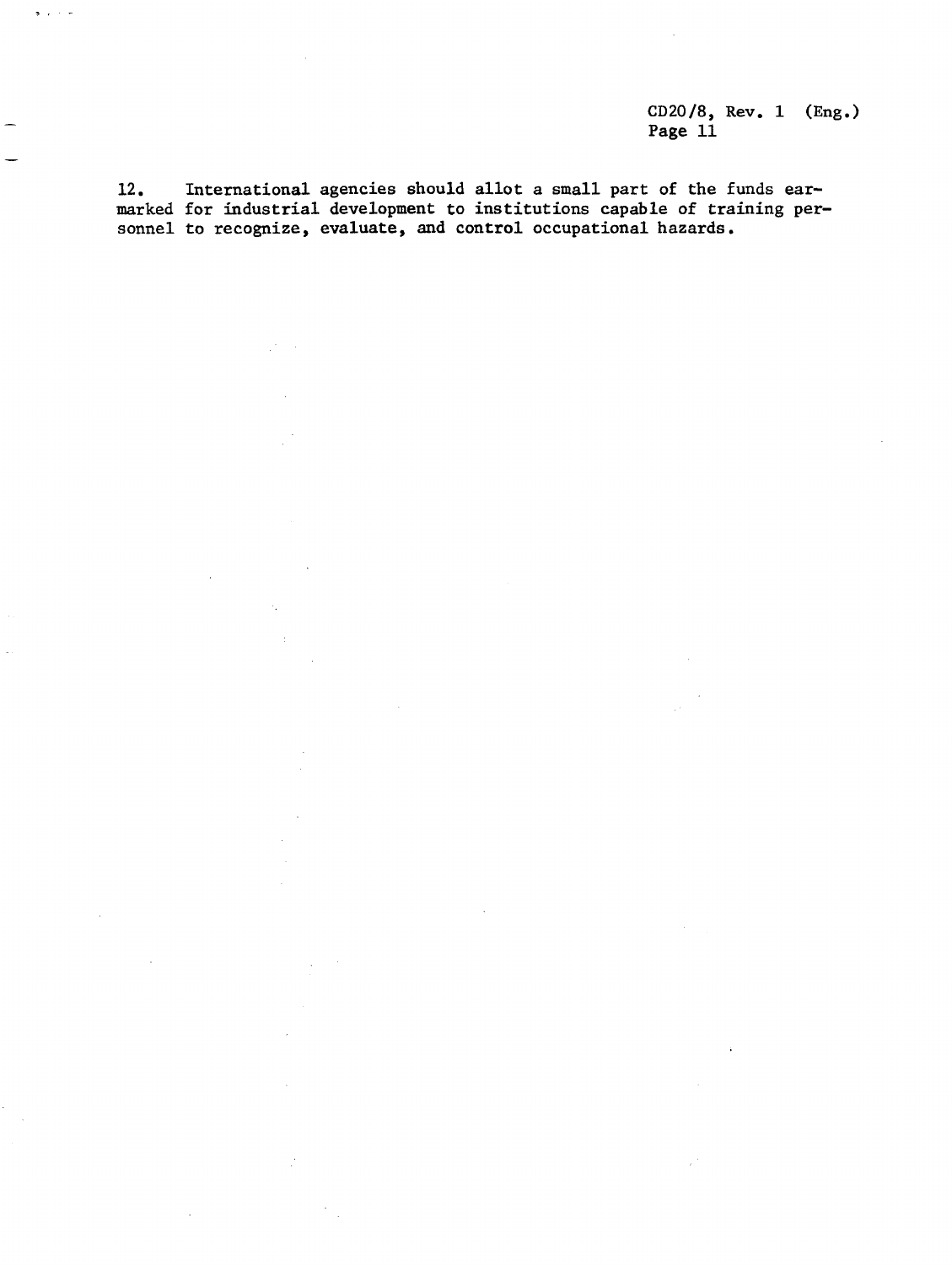12. International agencies should allot a small part of the funds earmarked for industrial development to institutions capable of training personnel to recognize, evaluate, and control occupational hazards.